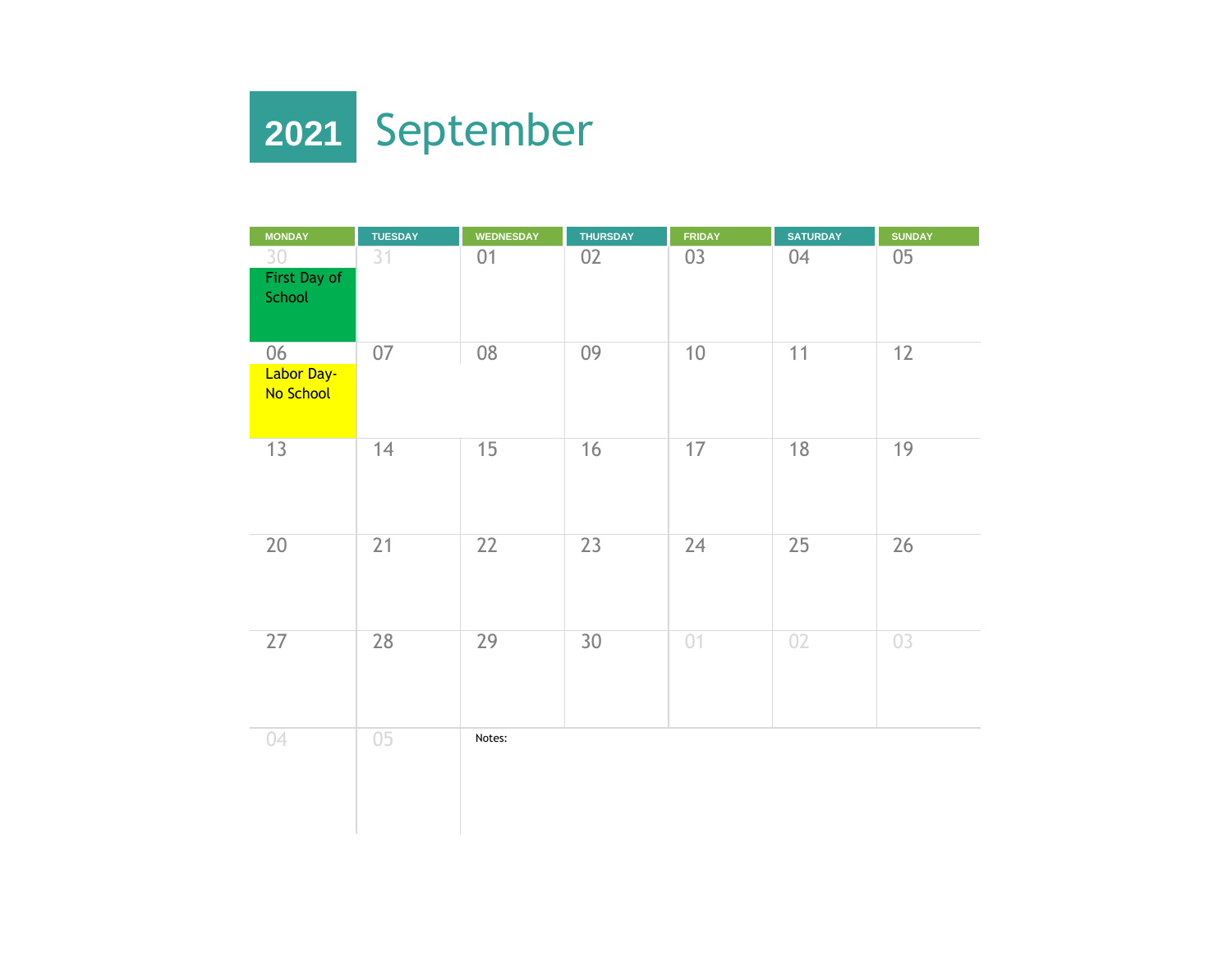# 2021 September

| MONDAY | TUESDAY | WEDNESDAY | THURSDAY | FRIDAY | SATURDAY | SUNDAY |
|---|---|---|---|---|---|---|
| 30 First Day of School | 31 | 01 | 02 | 03 | 04 | 05 |
| 06 Labor Day- No School | 07 | 08 | 09 | 10 | 11 | 12 |
| 13 | 14 | 15 | 16 | 17 | 18 | 19 |
| 20 | 21 | 22 | 23 | 24 | 25 | 26 |
| 27 | 28 | 29 | 30 | 01 | 02 | 03 |
| 04 | 05 | Notes: | | | | |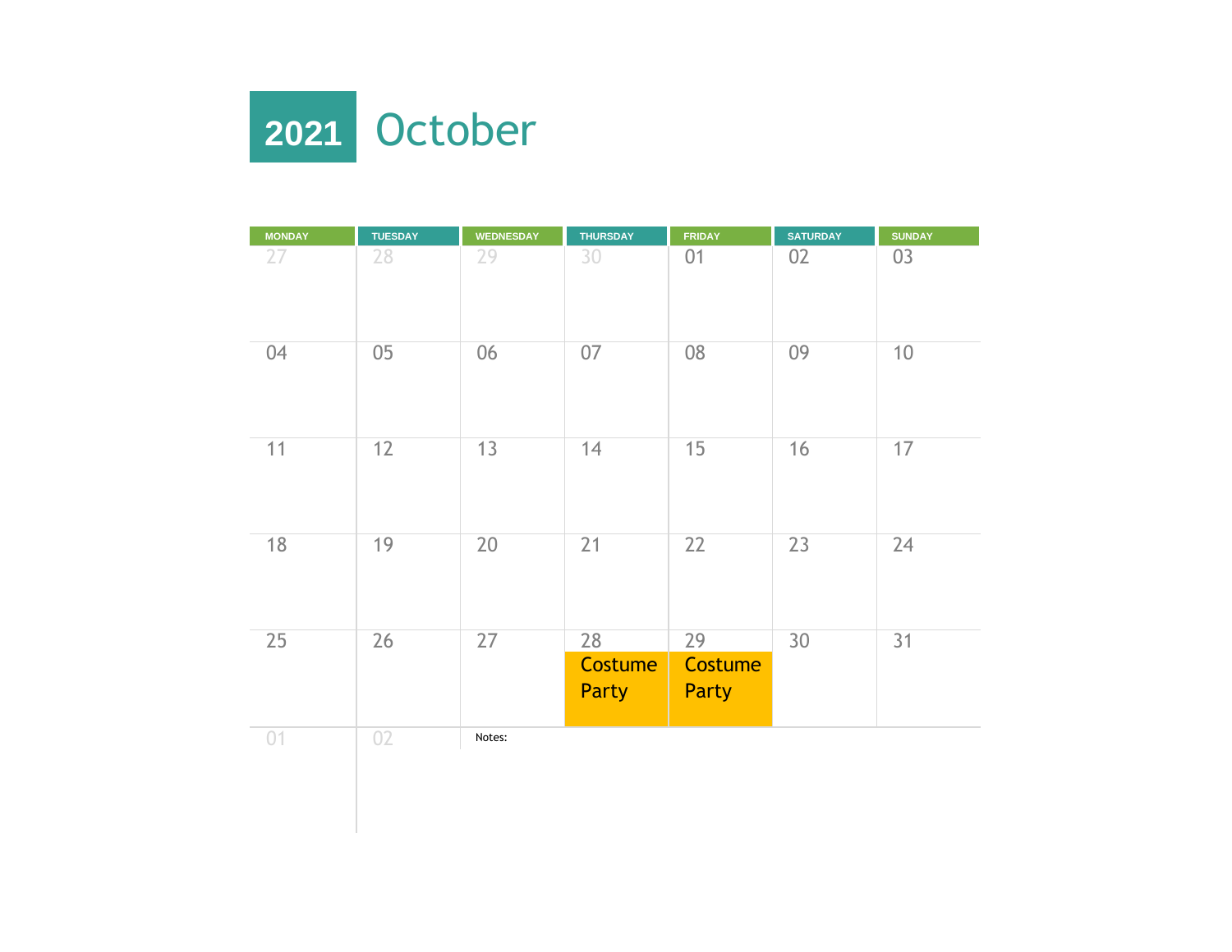# 2021 October

| MONDAY | TUESDAY | WEDNESDAY | THURSDAY | FRIDAY | SATURDAY | SUNDAY |
|---|---|---|---|---|---|---|
| 27 | 28 | 29 | 30 | 01 | 02 | 03 |
| 04 | 05 | 06 | 07 | 08 | 09 | 10 |
| 11 | 12 | 13 | 14 | 15 | 16 | 17 |
| 18 | 19 | 20 | 21 | 22 | 23 | 24 |
| 25 | 26 | 27 | 28 Costume Party | 29 Costume Party | 30 | 31 |
| 01 | 02 | Notes: | | | | |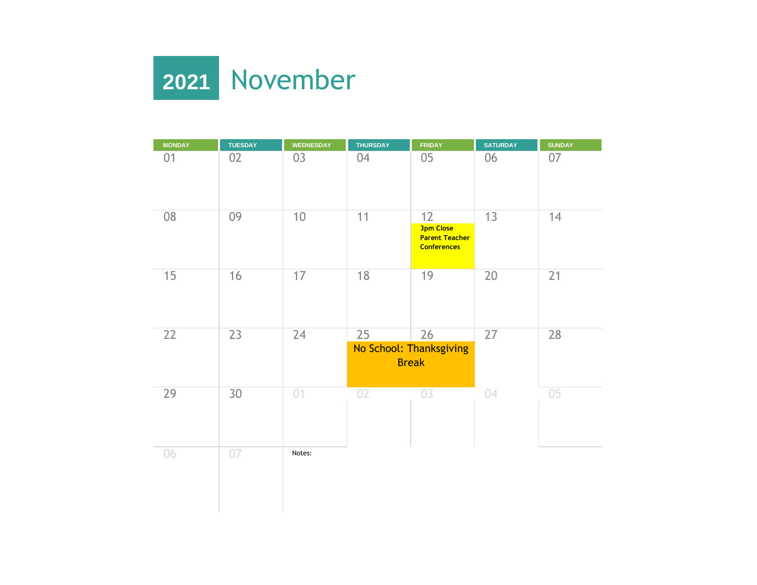# 2021 November

| MONDAY | TUESDAY | WEDNESDAY | THURSDAY | FRIDAY | SATURDAY | SUNDAY |
| --- | --- | --- | --- | --- | --- | --- |
| 01 | 02 | 03 | 04 | 05 | 06 | 07 |
| 08 | 09 | 10 | 11 | 12 3pm Close Parent Teacher Conferences | 13 | 14 |
| 15 | 16 | 17 | 18 | 19 | 20 | 21 |
| 22 | 23 | 24 | 25 No School: Thanksgiving Break | 26 No School: Thanksgiving Break | 27 | 28 |
| 29 | 30 | 01 | 02 | 03 | 04 | 05 |
| 06 | 07 | Notes: | | | | |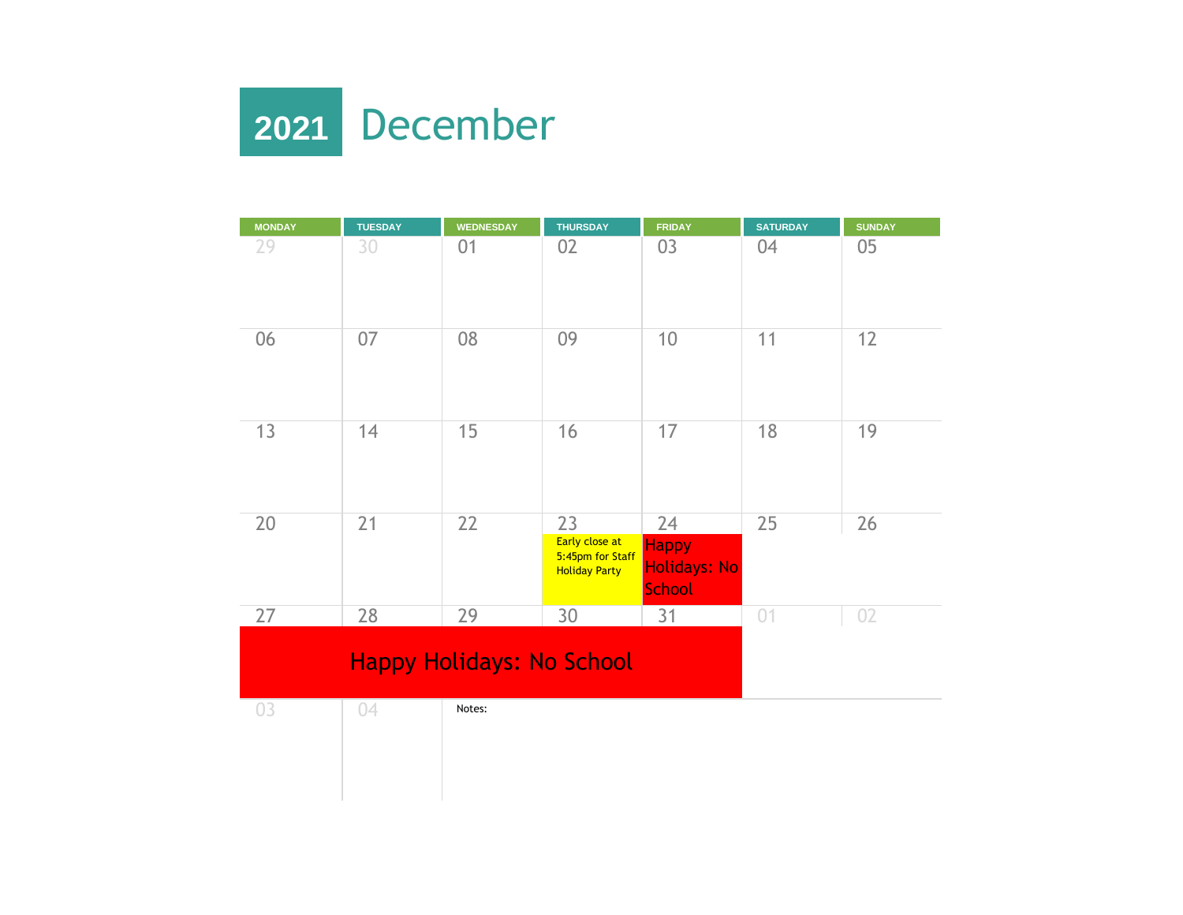# 2021 December

| MONDAY | TUESDAY | WEDNESDAY | THURSDAY | FRIDAY | SATURDAY | SUNDAY |
| --- | --- | --- | --- | --- | --- | --- |
| 29 | 30 | 01 | 02 | 03 | 04 | 05 |
| 06 | 07 | 08 | 09 | 10 | 11 | 12 |
| 13 | 14 | 15 | 16 | 17 | 18 | 19 |
| 20 | 21 | 22 | 23 Early close at 5:45pm for Staff Holiday Party | 24 Happy Holidays: No School | 25 | 26 |
| 27 Happy Holidays: No School | 28 Happy Holidays: No School | 29 Happy Holidays: No School | 30 Happy Holidays: No School | 31 Happy Holidays: No School | 01 | 02 |
| 03 | 04 | Notes: | | | | |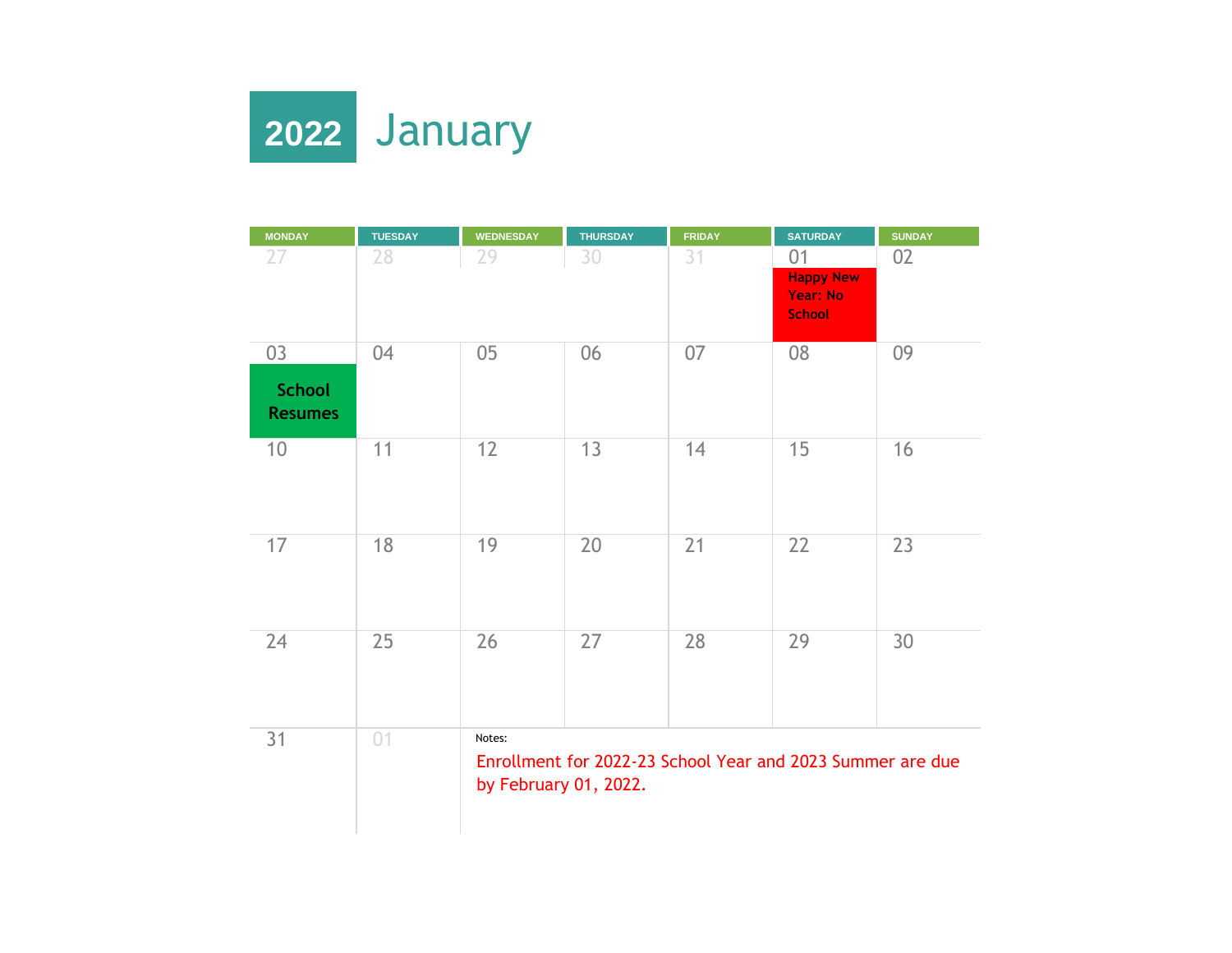# 2022 January

| MONDAY | TUESDAY | WEDNESDAY | THURSDAY | FRIDAY | SATURDAY | SUNDAY |
|---|---|---|---|---|---|---|
| 27 | 28 | 29 | 30 | 31 | 01 Happy New Year: No School | 02 |
| 03 School Resumes | 04 | 05 | 06 | 07 | 08 | 09 |
| 10 | 11 | 12 | 13 | 14 | 15 | 16 |
| 17 | 18 | 19 | 20 | 21 | 22 | 23 |
| 24 | 25 | 26 | 27 | 28 | 29 | 30 |
| 31 | 01 | | | | | |

Notes:

Enrollment for 2022-23 School Year and 2023 Summer are due by February 01, 2022.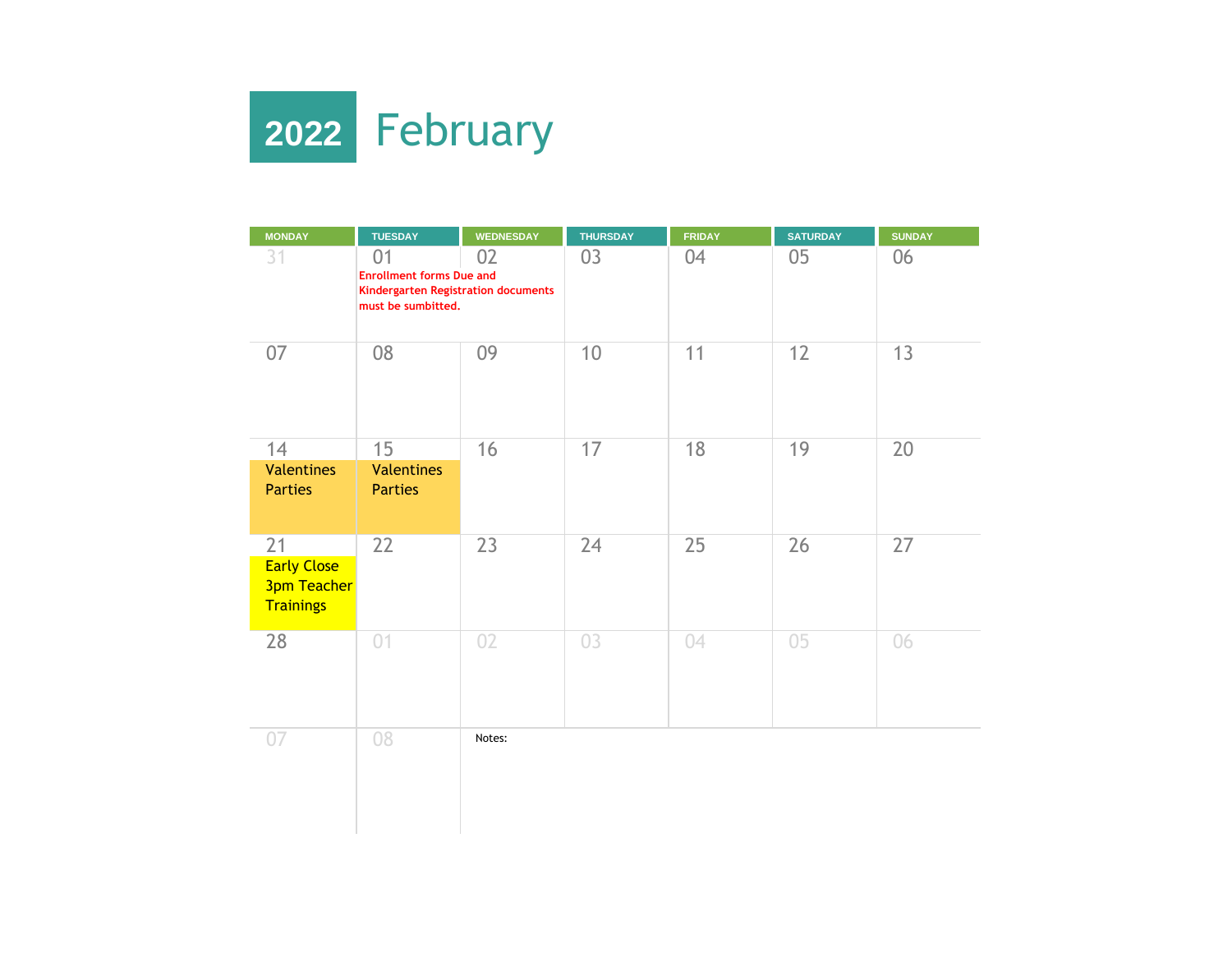# 2022 February

| MONDAY | TUESDAY | WEDNESDAY | THURSDAY | FRIDAY | SATURDAY | SUNDAY |
|---|---|---|---|---|---|---|
| 31 | 01 Enrollment forms Due and Kindergarten Registration documents must be sumbitted. | 02 | 03 | 04 | 05 | 06 |
| 07 | 08 | 09 | 10 | 11 | 12 | 13 |
| 14 Valentines Parties | 15 Valentines Parties | 16 | 17 | 18 | 19 | 20 |
| 21 Early Close 3pm Teacher Trainings | 22 | 23 | 24 | 25 | 26 | 27 |
| 28 | 01 | 02 | 03 | 04 | 05 | 06 |
| 07 | 08 | Notes: | | | | |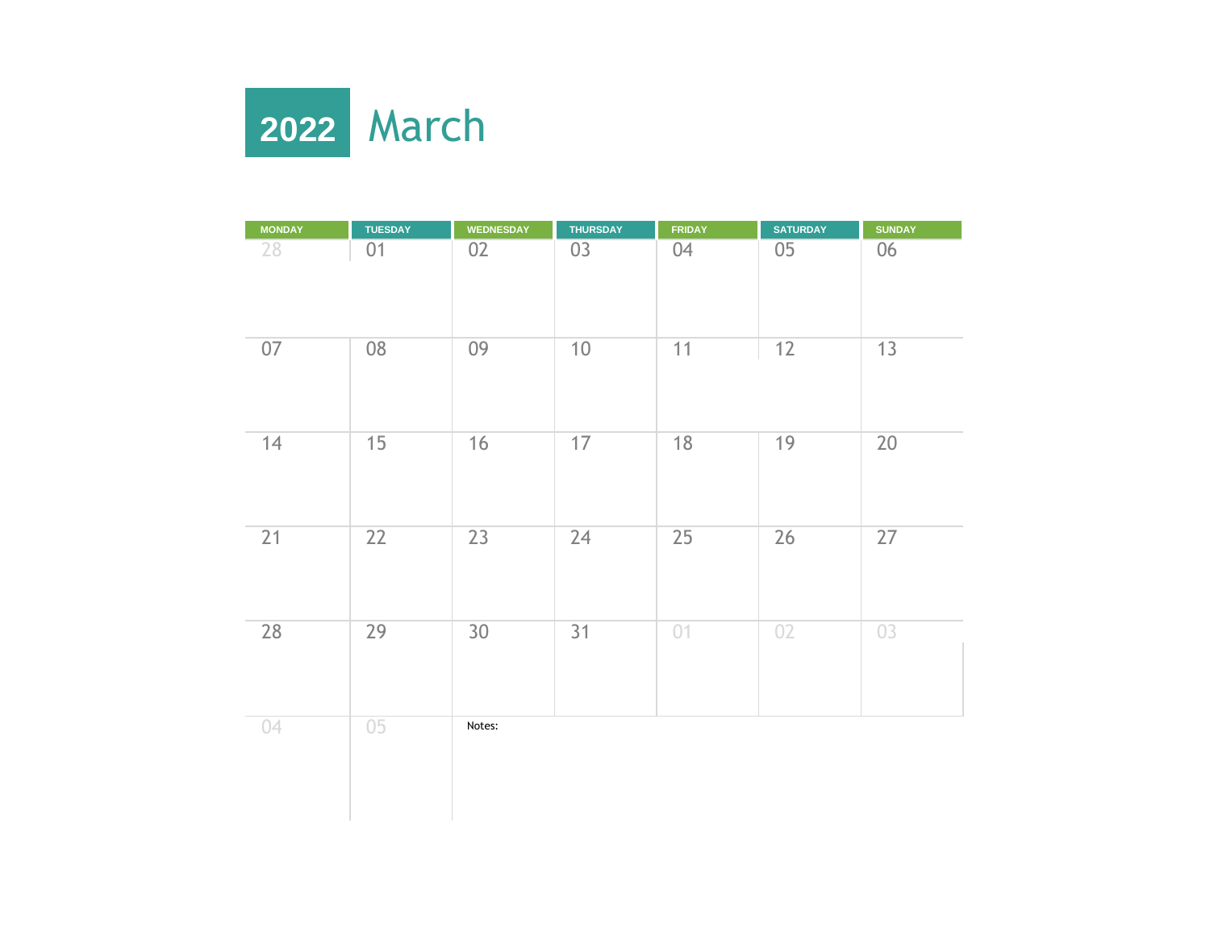# 2022 March

| MONDAY | TUESDAY | WEDNESDAY | THURSDAY | FRIDAY | SATURDAY | SUNDAY |
|---|---|---|---|---|---|---|
| 28 | 01 | 02 | 03 | 04 | 05 | 06 |
| 07 | 08 | 09 | 10 | 11 | 12 | 13 |
| 14 | 15 | 16 | 17 | 18 | 19 | 20 |
| 21 | 22 | 23 | 24 | 25 | 26 | 27 |
| 28 | 29 | 30 | 31 | 01 | 02 | 03 |
| 04 | 05 | Notes: | | | | |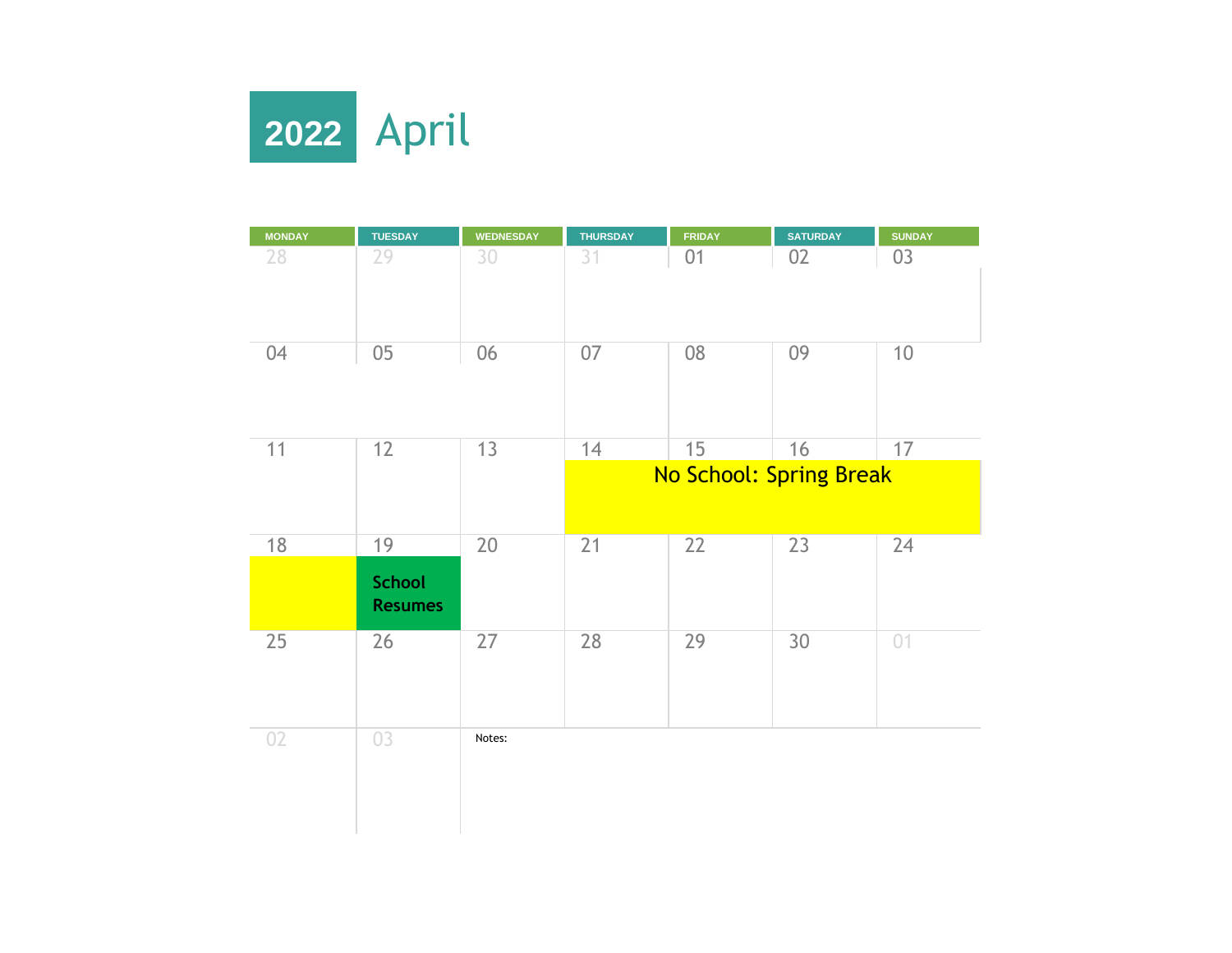# 2022 April

| MONDAY | TUESDAY | WEDNESDAY | THURSDAY | FRIDAY | SATURDAY | SUNDAY |
| --- | --- | --- | --- | --- | --- | --- |
| 28 | 29 | 30 | 31 | 01 | 02 | 03 |
| 04 | 05 | 06 | 07 | 08 | 09 | 10 |
| 11 | 12 | 13 | 14 No School: Spring Break | 15 | 16 | 17 |
| 18 | 19 School Resumes | 20 | 21 | 22 | 23 | 24 |
| 25 | 26 | 27 | 28 | 29 | 30 | 01 |
| 02 | 03 | Notes: | | | | |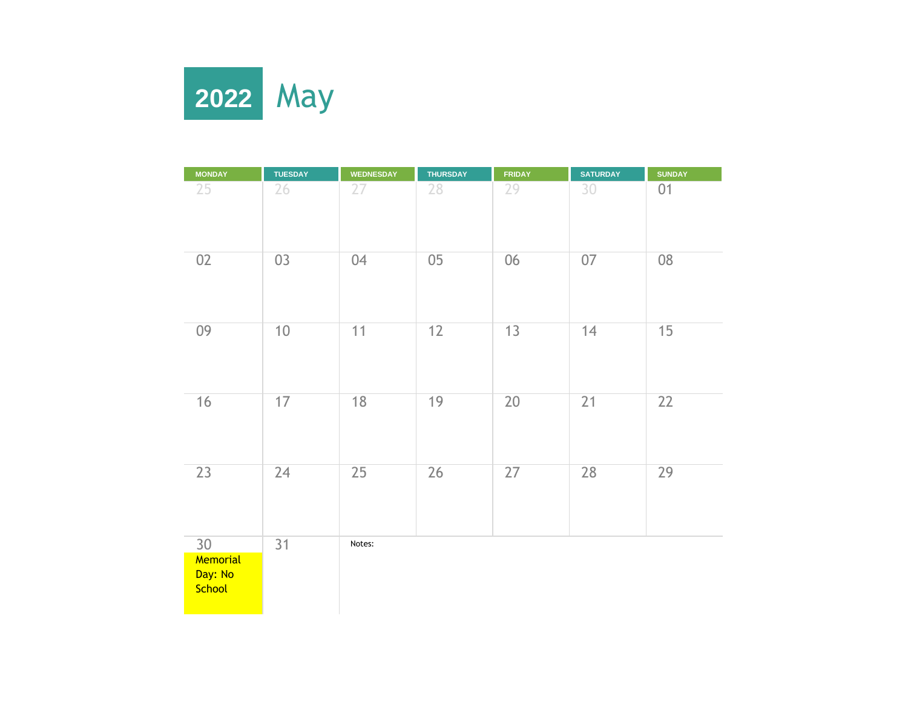# 2022 May

| MONDAY | TUESDAY | WEDNESDAY | THURSDAY | FRIDAY | SATURDAY | SUNDAY |
|---|---|---|---|---|---|---|
| 25 | 26 | 27 | 28 | 29 | 30 | 01 |
| 02 | 03 | 04 | 05 | 06 | 07 | 08 |
| 09 | 10 | 11 | 12 | 13 | 14 | 15 |
| 16 | 17 | 18 | 19 | 20 | 21 | 22 |
| 23 | 24 | 25 | 26 | 27 | 28 | 29 |
| 30 Memorial Day: No School | 31 | Notes: | | | | |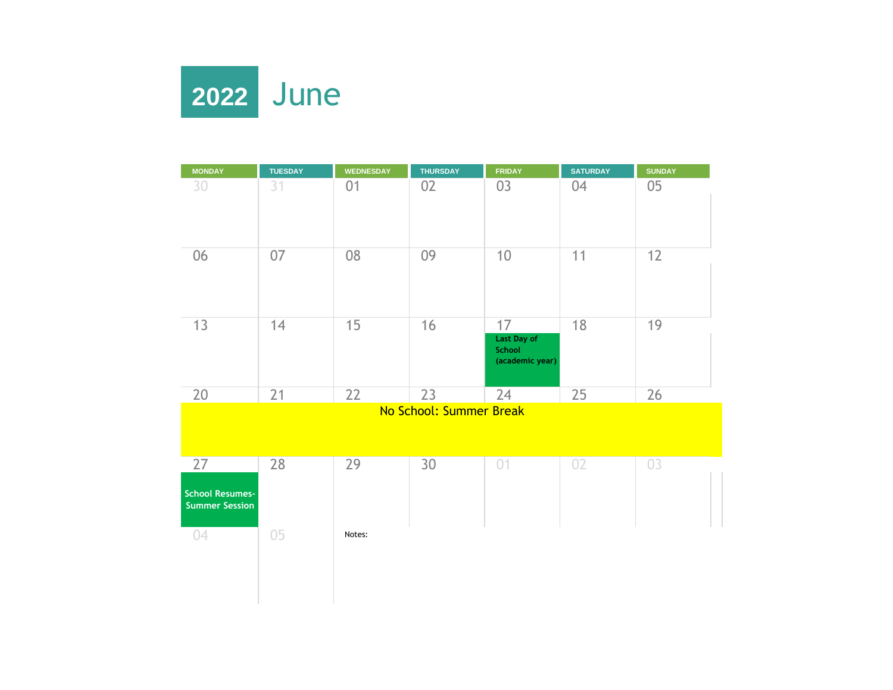# 2022 June

| MONDAY | TUESDAY | WEDNESDAY | THURSDAY | FRIDAY | SATURDAY | SUNDAY |
|---|---|---|---|---|---|---|
| 30 | 31 | 01 | 02 | 03 | 04 | 05 |
| 06 | 07 | 08 | 09 | 10 | 11 | 12 |
| 13 | 14 | 15 | 16 | 17 Last Day of School (academic year) | 18 | 19 |
| 20 No School: Summer Break | 21 No School: Summer Break | 22 No School: Summer Break | 23 No School: Summer Break | 24 No School: Summer Break | 25 No School: Summer Break | 26 No School: Summer Break |
| 27 School Resumes- Summer Session | 28 | 29 | 30 | 01 | 02 | 03 |
| 04 | 05 | Notes: | | | | |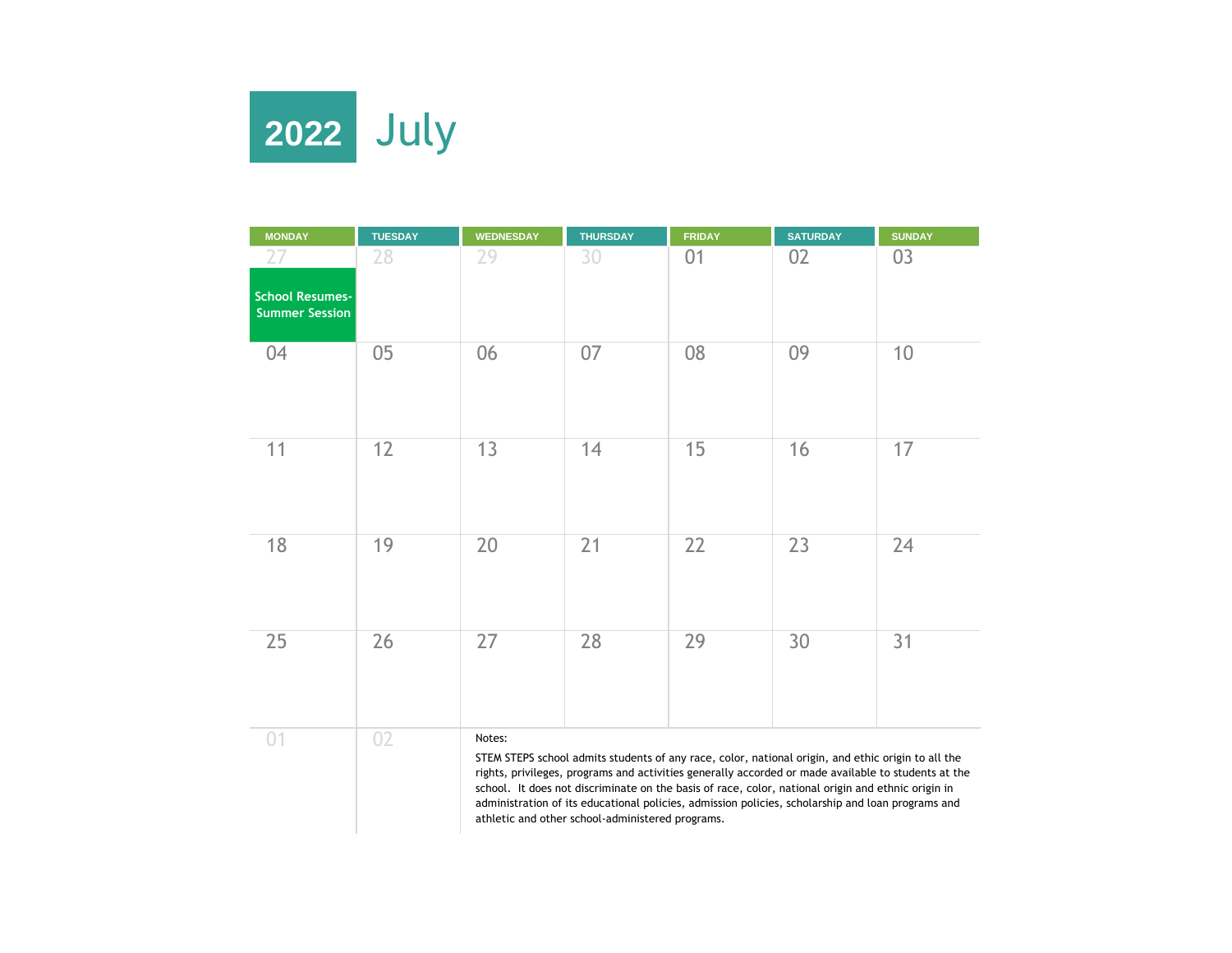# 2022 July

| MONDAY | TUESDAY | WEDNESDAY | THURSDAY | FRIDAY | SATURDAY | SUNDAY |
|---|---|---|---|---|---|---|
| 27 School Resumes- Summer Session | 28 | 29 | 30 | 01 | 02 | 03 |
| 04 | 05 | 06 | 07 | 08 | 09 | 10 |
| 11 | 12 | 13 | 14 | 15 | 16 | 17 |
| 18 | 19 | 20 | 21 | 22 | 23 | 24 |
| 25 | 26 | 27 | 28 | 29 | 30 | 31 |
| 01 | 02 | | | | | |

Notes:

STEM STEPS school admits students of any race, color, national origin, and ethic origin to all the rights, privileges, programs and activities generally accorded or made available to students at the school. It does not discriminate on the basis of race, color, national origin and ethnic origin in administration of its educational policies, admission policies, scholarship and loan programs and athletic and other school-administered programs.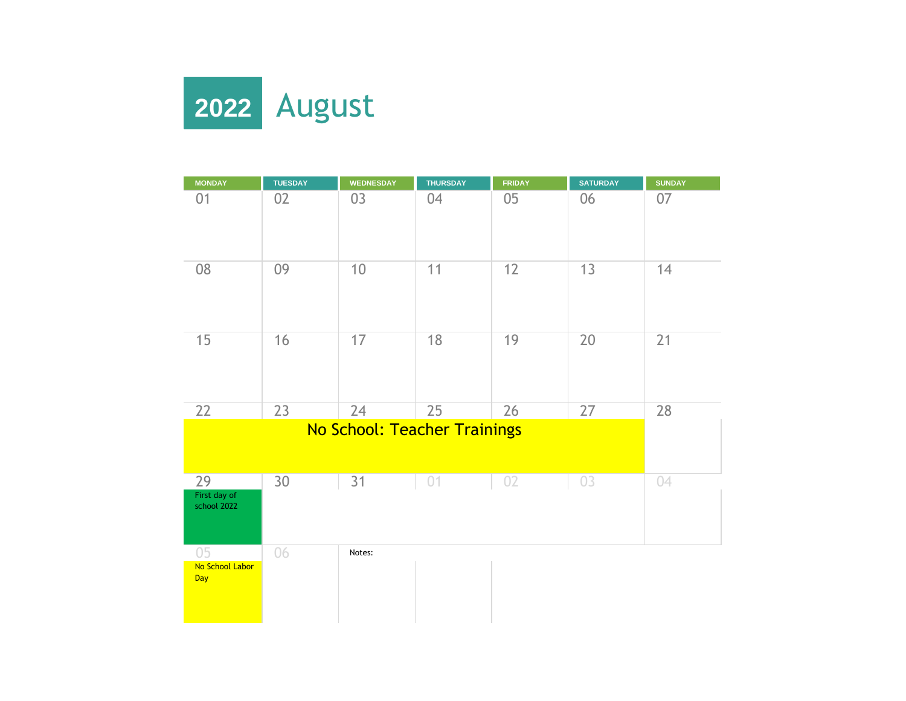# 2022 August

| MONDAY | TUESDAY | WEDNESDAY | THURSDAY | FRIDAY | SATURDAY | SUNDAY |
|---|---|---|---|---|---|---|
| 01 | 02 | 03 | 04 | 05 | 06 | 07 |
| 08 | 09 | 10 | 11 | 12 | 13 | 14 |
| 15 | 16 | 17 | 18 | 19 | 20 | 21 |
| 22 No School: Teacher Trainings | 23 | 24 | 25 | 26 | 27 | 28 |
| 29 First day of school 2022 | 30 | 31 | 01 | 02 | 03 | 04 |
| 05 No School Labor Day | 06 | Notes: | | | | |